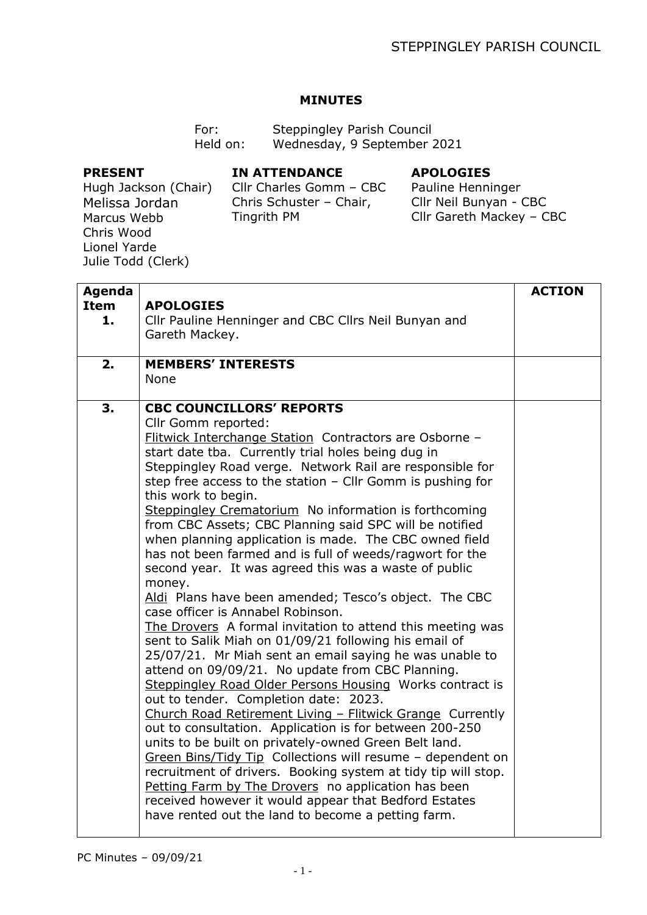# MINUTES

For: Steppingley Parish Council
Held on: Wednesday, 9 September 2021

**PRESENT**
Hugh Jackson (Chair)
Melissa Jordan
Marcus Webb
Chris Wood
Lionel Yarde
Julie Todd (Clerk)

**IN ATTENDANCE**
Cllr Charles Gomm – CBC
Chris Schuster – Chair, Tingrith PM

**APOLOGIES**
Pauline Henninger
Cllr Neil Bunyan - CBC
Cllr Gareth Mackey – CBC

| Agenda Item | | ACTION |
|---|---|---|
| 1. | **APOLOGIES**<br>Cllr Pauline Henninger and CBC Cllrs Neil Bunyan and Gareth Mackey. | |
| 2. | **MEMBERS' INTERESTS**<br>None | |
| 3. | **CBC COUNCILLORS' REPORTS**<br>Cllr Gomm reported:<br>Flitwick Interchange Station Contractors are Osborne – start date tba. Currently trial holes being dug in Steppingley Road verge. Network Rail are responsible for step free access to the station – Cllr Gomm is pushing for this work to begin.<br>Steppingley Crematorium No information is forthcoming from CBC Assets; CBC Planning said SPC will be notified when planning application is made. The CBC owned field has not been farmed and is full of weeds/ragwort for the second year. It was agreed this was a waste of public money.<br>Aldi Plans have been amended; Tesco's object. The CBC case officer is Annabel Robinson.<br>The Drovers A formal invitation to attend this meeting was sent to Salik Miah on 01/09/21 following his email of 25/07/21. Mr Miah sent an email saying he was unable to attend on 09/09/21. No update from CBC Planning.<br>Steppingley Road Older Persons Housing Works contract is out to tender. Completion date: 2023.<br>Church Road Retirement Living – Flitwick Grange Currently out to consultation. Application is for between 200-250 units to be built on privately-owned Green Belt land.<br>Green Bins/Tidy Tip Collections will resume – dependent on recruitment of drivers. Booking system at tidy tip will stop.<br>Petting Farm by The Drovers no application has been received however it would appear that Bedford Estates have rented out the land to become a petting farm. | |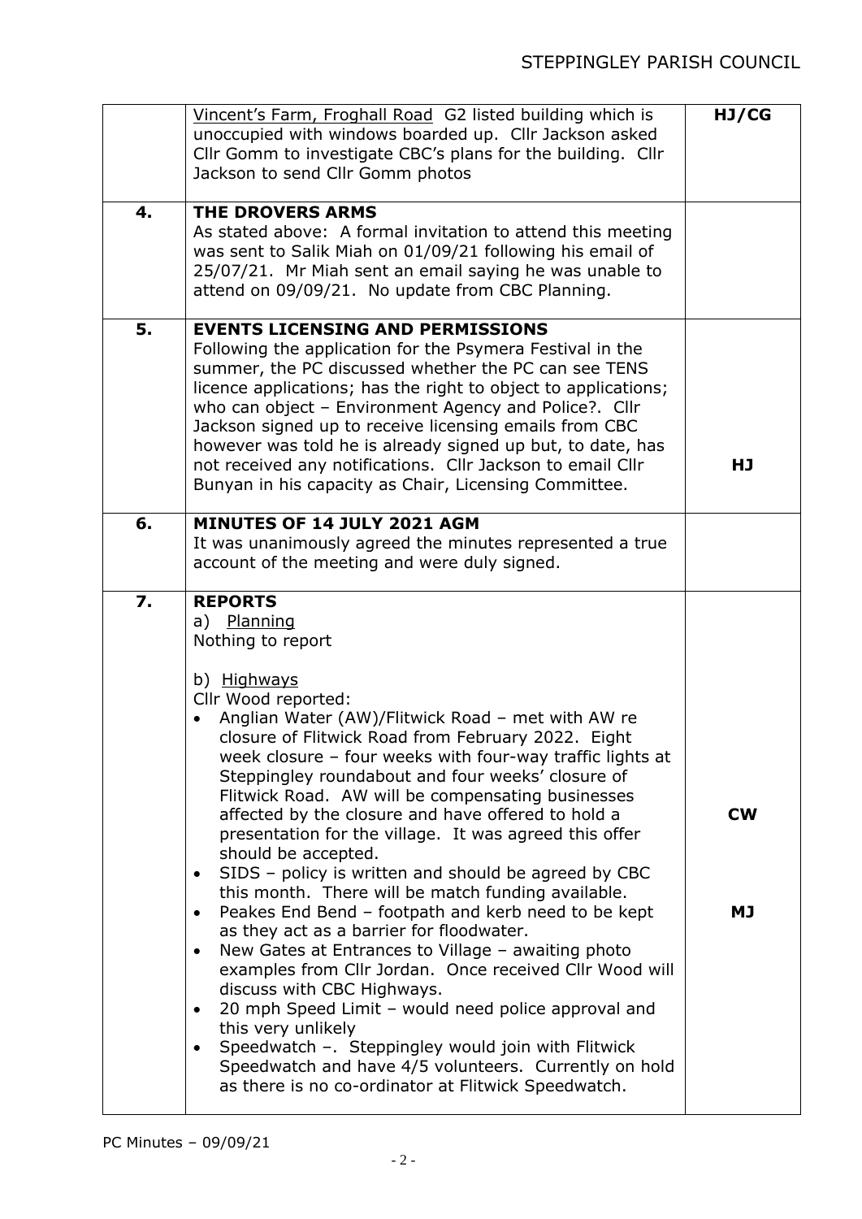| | | |
|---|---|---|
| | Vincent's Farm, Froghall Road G2 listed building which is unoccupied with windows boarded up. Cllr Jackson asked Cllr Gomm to investigate CBC's plans for the building. Cllr Jackson to send Cllr Gomm photos | **HJ/CG** |
| **4.** | **THE DROVERS ARMS**<br>As stated above: A formal invitation to attend this meeting was sent to Salik Miah on 01/09/21 following his email of 25/07/21. Mr Miah sent an email saying he was unable to attend on 09/09/21. No update from CBC Planning. | |
| **5.** | **EVENTS LICENSING AND PERMISSIONS**<br>Following the application for the Psymera Festival in the summer, the PC discussed whether the PC can see TENS licence applications; has the right to object to applications; who can object – Environment Agency and Police?. Cllr Jackson signed up to receive licensing emails from CBC however was told he is already signed up but, to date, has not received any notifications. Cllr Jackson to email Cllr Bunyan in his capacity as Chair, Licensing Committee. | **HJ** |
| **6.** | **MINUTES OF 14 JULY 2021 AGM**<br>It was unanimously agreed the minutes represented a true account of the meeting and were duly signed. | |
| **7.** | **REPORTS**<br>a) Planning<br>Nothing to report<br><br>b) Highways<br>Cllr Wood reported:<br>• Anglian Water (AW)/Flitwick Road – met with AW re closure of Flitwick Road from February 2022. Eight week closure – four weeks with four-way traffic lights at Steppingley roundabout and four weeks' closure of Flitwick Road. AW will be compensating businesses affected by the closure and have offered to hold a presentation for the village. It was agreed this offer should be accepted.<br>• SIDS – policy is written and should be agreed by CBC this month. There will be match funding available.<br>• Peakes End Bend – footpath and kerb need to be kept as they act as a barrier for floodwater.<br>• New Gates at Entrances to Village – awaiting photo examples from Cllr Jordan. Once received Cllr Wood will discuss with CBC Highways.<br>• 20 mph Speed Limit – would need police approval and this very unlikely<br>• Speedwatch –. Steppingley would join with Flitwick Speedwatch and have 4/5 volunteers. Currently on hold as there is no co-ordinator at Flitwick Speedwatch. | **CW**<br><br>**MJ** |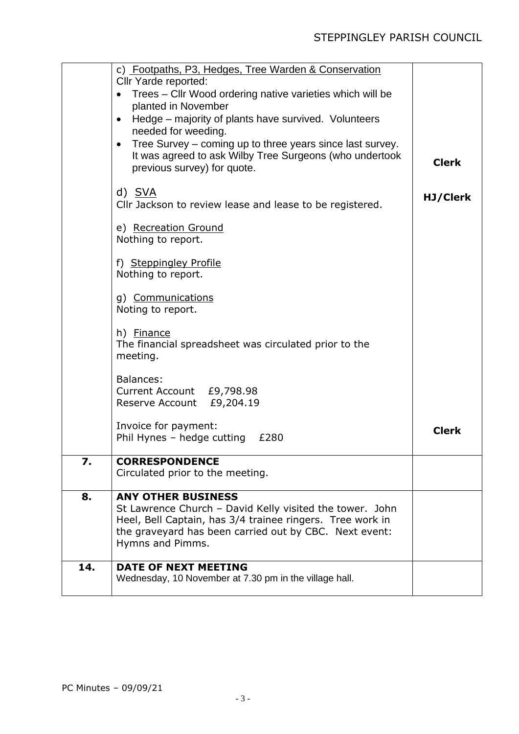| | | |
|---|---|---|
| | c) Footpaths, P3, Hedges, Tree Warden & Conservation<br>Cllr Yarde reported:<br>• Trees – Cllr Wood ordering native varieties which will be planted in November<br>• Hedge – majority of plants have survived. Volunteers needed for weeding.<br>• Tree Survey – coming up to three years since last survey. It was agreed to ask Wilby Tree Surgeons (who undertook previous survey) for quote.<br><br>d) SVA<br>Cllr Jackson to review lease and lease to be registered.<br><br>e) Recreation Ground<br>Nothing to report.<br><br>f) Steppingley Profile<br>Nothing to report.<br><br>g) Communications<br>Noting to report.<br><br>h) Finance<br>The financial spreadsheet was circulated prior to the meeting.<br><br>Balances:<br>Current Account £9,798.98<br>Reserve Account £9,204.19<br><br>Invoice for payment:<br>Phil Hynes – hedge cutting £280 | **Clerk**<br><br>**HJ/Clerk**<br><br>**Clerk** |
| **7.** | **CORRESPONDENCE**<br>Circulated prior to the meeting. | |
| **8.** | **ANY OTHER BUSINESS**<br>St Lawrence Church – David Kelly visited the tower. John Heel, Bell Captain, has 3/4 trainee ringers. Tree work in the graveyard has been carried out by CBC. Next event: Hymns and Pimms. | |
| **14.** | **DATE OF NEXT MEETING**<br>Wednesday, 10 November at 7.30 pm in the village hall. | |

PC Minutes – 09/09/21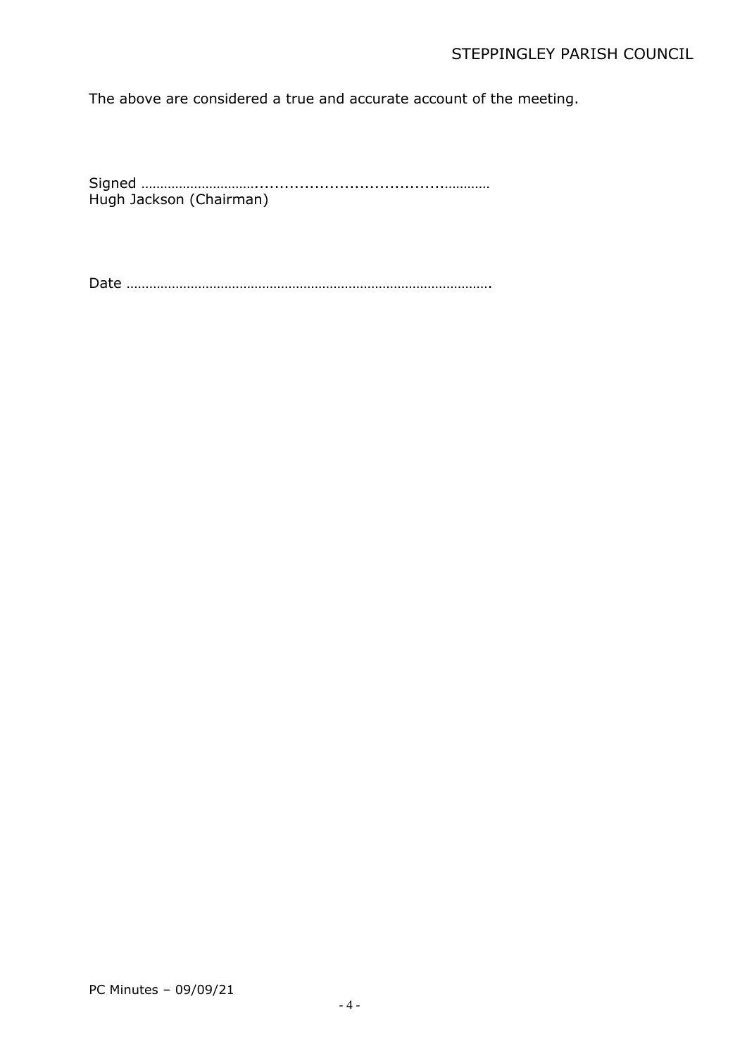The above are considered a true and accurate account of the meeting.

Signed ………………………….............................................…………
Hugh Jackson (Chairman)

Date …………………………………………………………………………………….